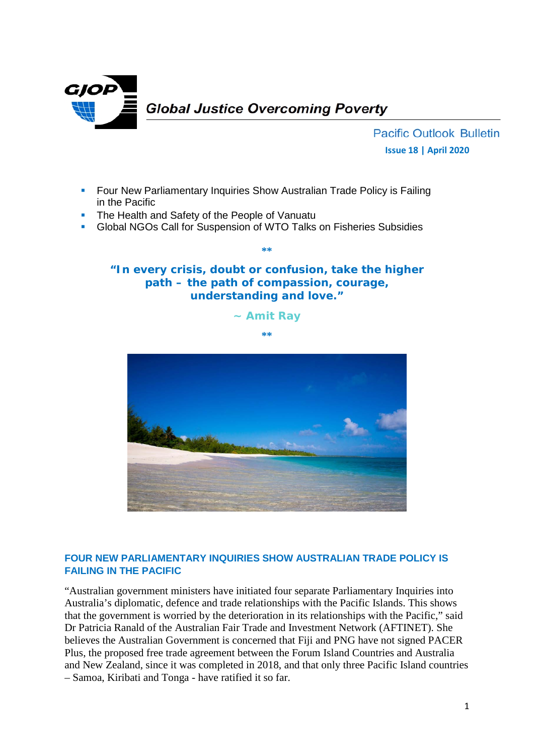GJOP

**Global Justice Overcoming Poverty**

Pacific Outlook Bulletin

**Issue 18 | April 2020**

- Four New Parliamentary Inquiries Show Australian Trade Policy is Failing in the Pacific
- The Health and Safety of the People of Vanuatu
- Global NGOs Call for Suspension of WTO Talks on Fisheries Subsidies

**

**"In every crisis, doubt or confusion, take the higher path – the path of compassion, courage, understanding and love."**

**~ Amit Ray**

**

## FOUR NEW PARLIAMENTARY INQUIRIES SHOW AUSTRALIAN TRADE POLICY IS FAILING IN THE PACIFIC

"Australian government ministers have initiated four separate Parliamentary Inquiries into Australia's diplomatic, defence and trade relationships with the Pacific Islands. This shows that the government is worried by the deterioration in its relationships with the Pacific," said Dr Patricia Ranald of the Australian Fair Trade and Investment Network (AFTINET). She believes the Australian Government is concerned that Fiji and PNG have not signed PACER Plus, the proposed free trade agreement between the Forum Island Countries and Australia and New Zealand, since it was completed in 2018, and that only three Pacific Island countries – Samoa, Kiribati and Tonga - have ratified it so far.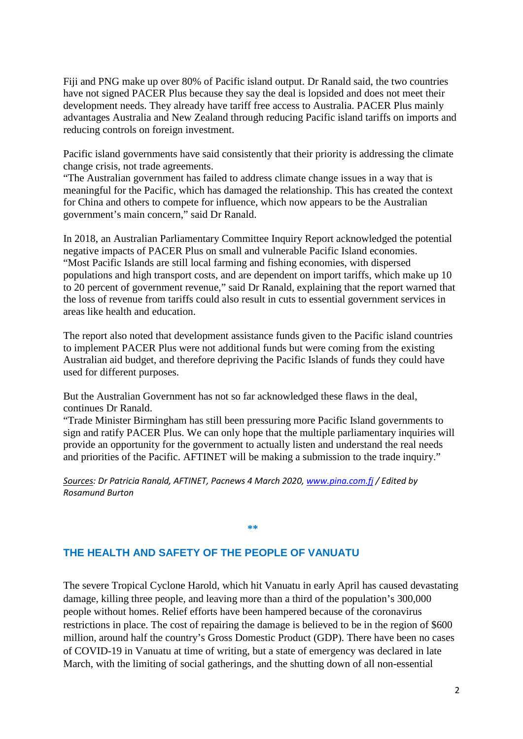Fiji and PNG make up over 80% of Pacific island output. Dr Ranald said, the two countries have not signed PACER Plus because they say the deal is lopsided and does not meet their development needs. They already have tariff free access to Australia. PACER Plus mainly advantages Australia and New Zealand through reducing Pacific island tariffs on imports and reducing controls on foreign investment.

Pacific island governments have said consistently that their priority is addressing the climate change crisis, not trade agreements.
"The Australian government has failed to address climate change issues in a way that is meaningful for the Pacific, which has damaged the relationship. This has created the context for China and others to compete for influence, which now appears to be the Australian government's main concern," said Dr Ranald.

In 2018, an Australian Parliamentary Committee Inquiry Report acknowledged the potential negative impacts of PACER Plus on small and vulnerable Pacific Island economies.
"Most Pacific Islands are still local farming and fishing economies, with dispersed populations and high transport costs, and are dependent on import tariffs, which make up 10 to 20 percent of government revenue," said Dr Ranald, explaining that the report warned that the loss of revenue from tariffs could also result in cuts to essential government services in areas like health and education.

The report also noted that development assistance funds given to the Pacific island countries to implement PACER Plus were not additional funds but were coming from the existing Australian aid budget, and therefore depriving the Pacific Islands of funds they could have used for different purposes.

But the Australian Government has not so far acknowledged these flaws in the deal, continues Dr Ranald.
"Trade Minister Birmingham has still been pressuring more Pacific Island governments to sign and ratify PACER Plus. We can only hope that the multiple parliamentary inquiries will provide an opportunity for the government to actually listen and understand the real needs and priorities of the Pacific. AFTINET will be making a submission to the trade inquiry."

*Sources: Dr Patricia Ranald, AFTINET, Pacnews 4 March 2020, www.pina.com.fj / Edited by Rosamund Burton*

**

## THE HEALTH AND SAFETY OF THE PEOPLE OF VANUATU

The severe Tropical Cyclone Harold, which hit Vanuatu in early April has caused devastating damage, killing three people, and leaving more than a third of the population's 300,000 people without homes. Relief efforts have been hampered because of the coronavirus restrictions in place. The cost of repairing the damage is believed to be in the region of $600 million, around half the country's Gross Domestic Product (GDP). There have been no cases of COVID-19 in Vanuatu at time of writing, but a state of emergency was declared in late March, with the limiting of social gatherings, and the shutting down of all non-essential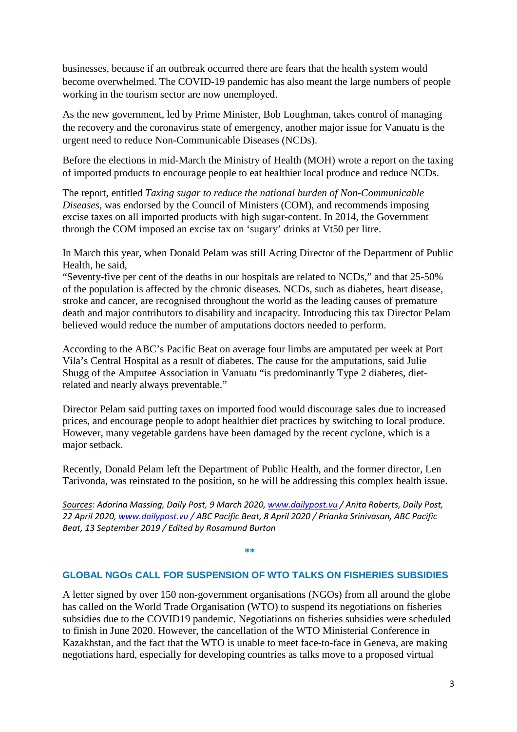businesses, because if an outbreak occurred there are fears that the health system would become overwhelmed. The COVID-19 pandemic has also meant the large numbers of people working in the tourism sector are now unemployed.

As the new government, led by Prime Minister, Bob Loughman, takes control of managing the recovery and the coronavirus state of emergency, another major issue for Vanuatu is the urgent need to reduce Non-Communicable Diseases (NCDs).

Before the elections in mid-March the Ministry of Health (MOH) wrote a report on the taxing of imported products to encourage people to eat healthier local produce and reduce NCDs.

The report, entitled *Taxing sugar to reduce the national burden of Non-Communicable Diseases*, was endorsed by the Council of Ministers (COM), and recommends imposing excise taxes on all imported products with high sugar-content. In 2014, the Government through the COM imposed an excise tax on 'sugary' drinks at Vt50 per litre.

In March this year, when Donald Pelam was still Acting Director of the Department of Public Health, he said,
"Seventy-five per cent of the deaths in our hospitals are related to NCDs," and that 25-50% of the population is affected by the chronic diseases. NCDs, such as diabetes, heart disease, stroke and cancer, are recognised throughout the world as the leading causes of premature death and major contributors to disability and incapacity. Introducing this tax Director Pelam believed would reduce the number of amputations doctors needed to perform.

According to the ABC's Pacific Beat on average four limbs are amputated per week at Port Vila's Central Hospital as a result of diabetes. The cause for the amputations, said Julie Shugg of the Amputee Association in Vanuatu "is predominantly Type 2 diabetes, diet-related and nearly always preventable."

Director Pelam said putting taxes on imported food would discourage sales due to increased prices, and encourage people to adopt healthier diet practices by switching to local produce. However, many vegetable gardens have been damaged by the recent cyclone, which is a major setback.

Recently, Donald Pelam left the Department of Public Health, and the former director, Len Tarivonda, was reinstated to the position, so he will be addressing this complex health issue.

*Sources: Adorina Massing, Daily Post, 9 March 2020, www.dailypost.vu / Anita Roberts, Daily Post, 22 April 2020, www.dailypost.vu / ABC Pacific Beat, 8 April 2020 / Prianka Srinivasan, ABC Pacific Beat, 13 September 2019 / Edited by Rosamund Burton*

**

## GLOBAL NGOs CALL FOR SUSPENSION OF WTO TALKS ON FISHERIES SUBSIDIES

A letter signed by over 150 non-government organisations (NGOs) from all around the globe has called on the World Trade Organisation (WTO) to suspend its negotiations on fisheries subsidies due to the COVID19 pandemic. Negotiations on fisheries subsidies were scheduled to finish in June 2020. However, the cancellation of the WTO Ministerial Conference in Kazakhstan, and the fact that the WTO is unable to meet face-to-face in Geneva, are making negotiations hard, especially for developing countries as talks move to a proposed virtual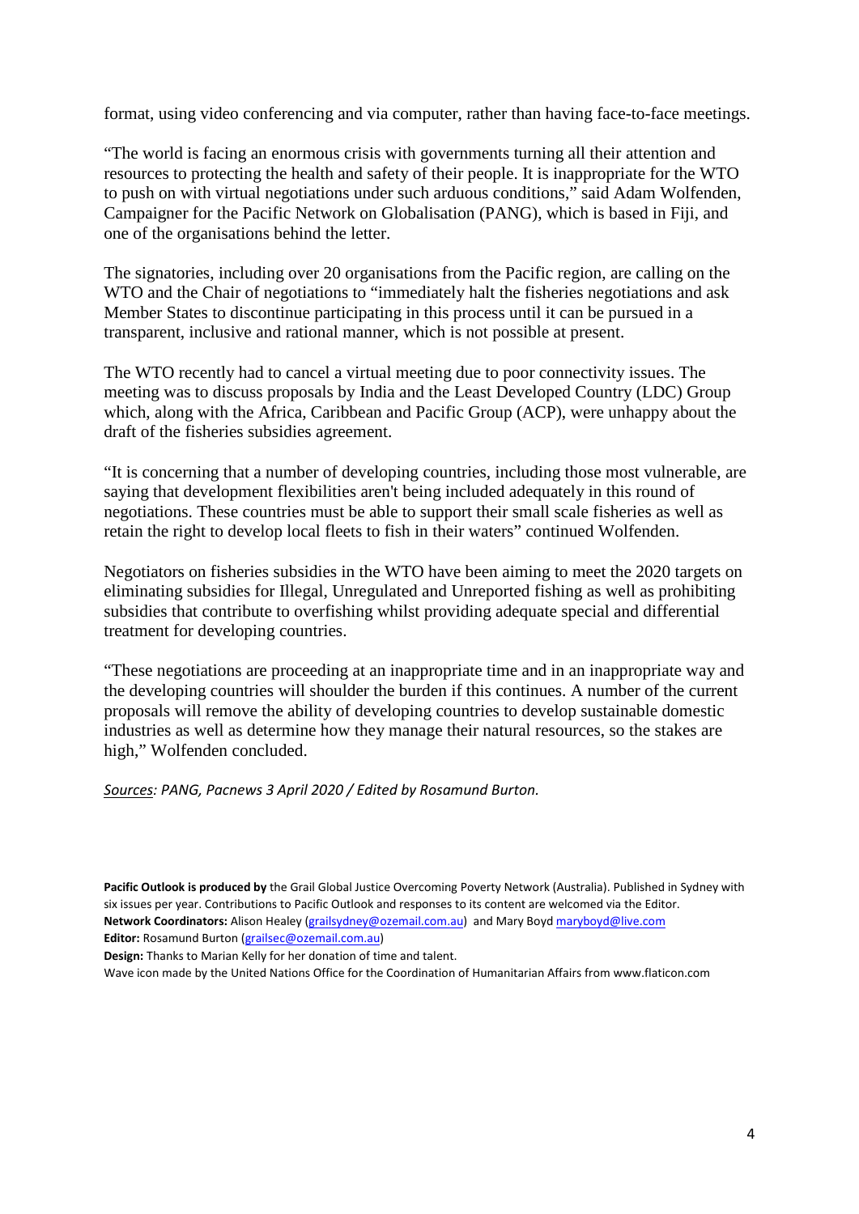format, using video conferencing and via computer, rather than having face-to-face meetings.

“The world is facing an enormous crisis with governments turning all their attention and resources to protecting the health and safety of their people. It is inappropriate for the WTO to push on with virtual negotiations under such arduous conditions,” said Adam Wolfenden, Campaigner for the Pacific Network on Globalisation (PANG), which is based in Fiji, and one of the organisations behind the letter.

The signatories, including over 20 organisations from the Pacific region, are calling on the WTO and the Chair of negotiations to “immediately halt the fisheries negotiations and ask Member States to discontinue participating in this process until it can be pursued in a transparent, inclusive and rational manner, which is not possible at present.

The WTO recently had to cancel a virtual meeting due to poor connectivity issues. The meeting was to discuss proposals by India and the Least Developed Country (LDC) Group which, along with the Africa, Caribbean and Pacific Group (ACP), were unhappy about the draft of the fisheries subsidies agreement.

“It is concerning that a number of developing countries, including those most vulnerable, are saying that development flexibilities aren't being included adequately in this round of negotiations. These countries must be able to support their small scale fisheries as well as retain the right to develop local fleets to fish in their waters” continued Wolfenden.

Negotiators on fisheries subsidies in the WTO have been aiming to meet the 2020 targets on eliminating subsidies for Illegal, Unregulated and Unreported fishing as well as prohibiting subsidies that contribute to overfishing whilst providing adequate special and differential treatment for developing countries.

“These negotiations are proceeding at an inappropriate time and in an inappropriate way and the developing countries will shoulder the burden if this continues. A number of the current proposals will remove the ability of developing countries to develop sustainable domestic industries as well as determine how they manage their natural resources, so the stakes are high,” Wolfenden concluded.

*Sources: PANG, Pacnews 3 April 2020 / Edited by Rosamund Burton.*

**Pacific Outlook is produced by** the Grail Global Justice Overcoming Poverty Network (Australia). Published in Sydney with six issues per year. Contributions to Pacific Outlook and responses to its content are welcomed via the Editor.
**Network Coordinators:** Alison Healey (grailsydney@ozemail.com.au) and Mary Boyd maryboyd@live.com
**Editor:** Rosamund Burton (grailsec@ozemail.com.au)
**Design:** Thanks to Marian Kelly for her donation of time and talent.
Wave icon made by the United Nations Office for the Coordination of Humanitarian Affairs from www.flaticon.com